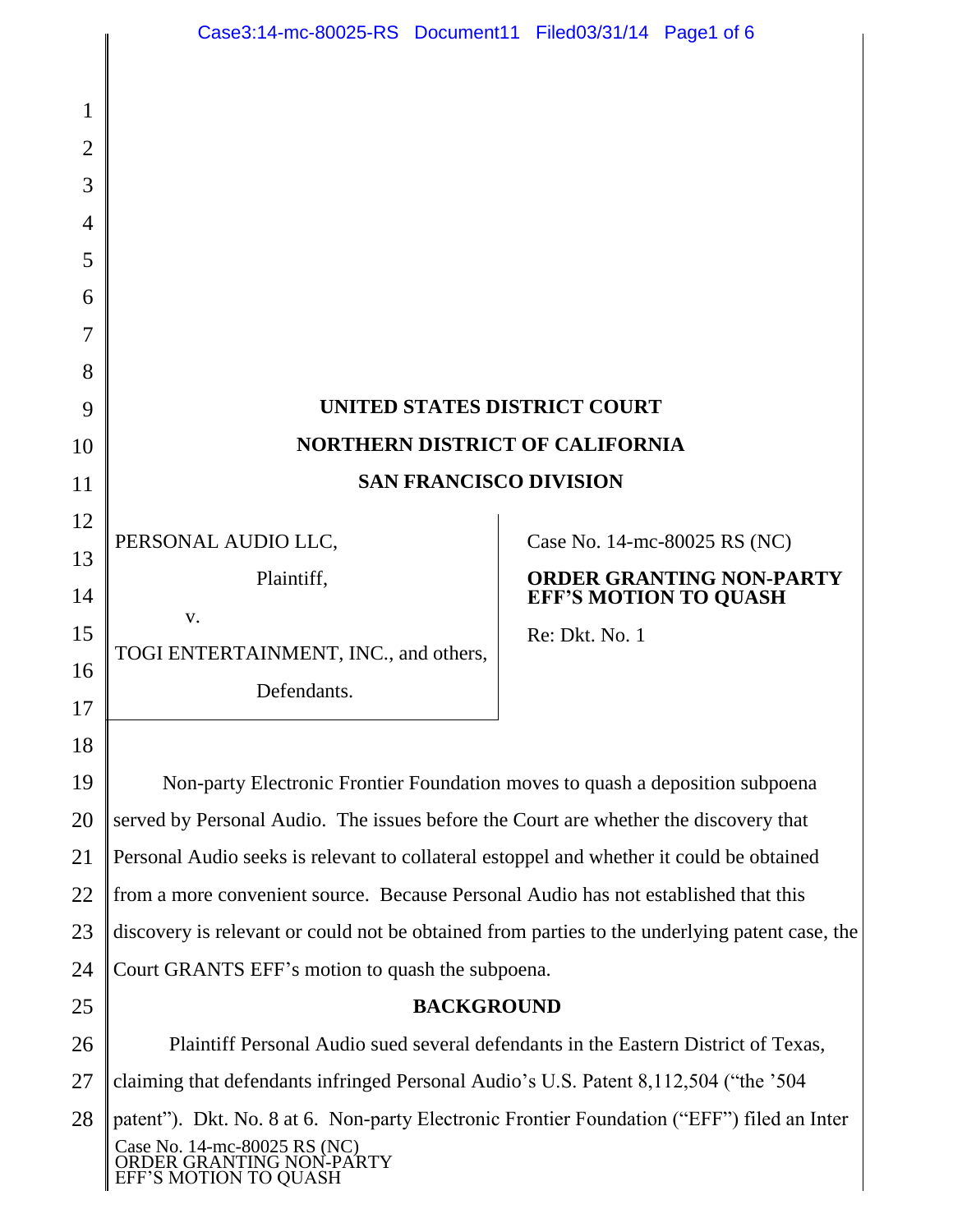UNITED STATES DISTRICT COURT

NORTHERN DISTRICT OF CALIFORNIA

SAN FRANCISCO DIVISION

| | |
|---|---|
| PERSONAL AUDIO LLC,<br><br>Plaintiff,<br><br>v.<br><br>TOGI ENTERTAINMENT, INC., and others,<br><br>Defendants. | Case No. 14-mc-80025 RS (NC)<br><br>**ORDER GRANTING NON-PARTY EFF'S MOTION TO QUASH**<br><br>Re: Dkt. No. 1 |

Non-party Electronic Frontier Foundation moves to quash a deposition subpoena served by Personal Audio. The issues before the Court are whether the discovery that Personal Audio seeks is relevant to collateral estoppel and whether it could be obtained from a more convenient source. Because Personal Audio has not established that this discovery is relevant or could not be obtained from parties to the underlying patent case, the Court GRANTS EFF's motion to quash the subpoena.

## BACKGROUND

Plaintiff Personal Audio sued several defendants in the Eastern District of Texas, claiming that defendants infringed Personal Audio's U.S. Patent 8,112,504 ("the '504 patent"). Dkt. No. 8 at 6. Non-party Electronic Frontier Foundation ("EFF") filed an Inter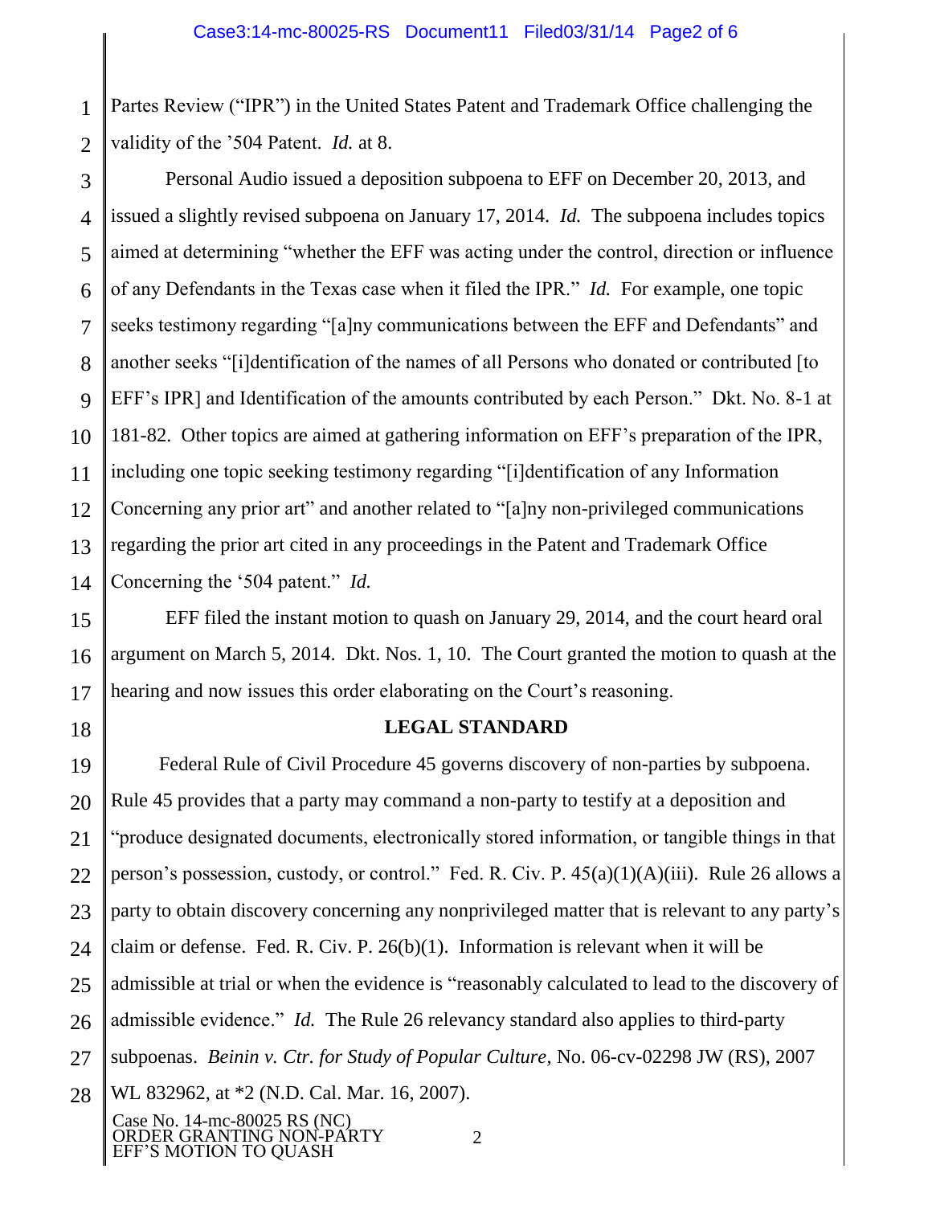Partes Review ("IPR") in the United States Patent and Trademark Office challenging the validity of the '504 Patent. *Id.* at 8.

Personal Audio issued a deposition subpoena to EFF on December 20, 2013, and issued a slightly revised subpoena on January 17, 2014. *Id.* The subpoena includes topics aimed at determining "whether the EFF was acting under the control, direction or influence of any Defendants in the Texas case when it filed the IPR." *Id.* For example, one topic seeks testimony regarding "[a]ny communications between the EFF and Defendants" and another seeks "[i]dentification of the names of all Persons who donated or contributed [to EFF's IPR] and Identification of the amounts contributed by each Person." Dkt. No. 8-1 at 181-82. Other topics are aimed at gathering information on EFF's preparation of the IPR, including one topic seeking testimony regarding "[i]dentification of any Information Concerning any prior art" and another related to "[a]ny non-privileged communications regarding the prior art cited in any proceedings in the Patent and Trademark Office Concerning the '504 patent." *Id.*

EFF filed the instant motion to quash on January 29, 2014, and the court heard oral argument on March 5, 2014. Dkt. Nos. 1, 10. The Court granted the motion to quash at the hearing and now issues this order elaborating on the Court's reasoning.

## LEGAL STANDARD

Federal Rule of Civil Procedure 45 governs discovery of non-parties by subpoena. Rule 45 provides that a party may command a non-party to testify at a deposition and "produce designated documents, electronically stored information, or tangible things in that person's possession, custody, or control." Fed. R. Civ. P. 45(a)(1)(A)(iii). Rule 26 allows a party to obtain discovery concerning any nonprivileged matter that is relevant to any party's claim or defense. Fed. R. Civ. P. 26(b)(1). Information is relevant when it will be admissible at trial or when the evidence is "reasonably calculated to lead to the discovery of admissible evidence." *Id.* The Rule 26 relevancy standard also applies to third-party subpoenas. *Beinin v. Ctr. for Study of Popular Culture*, No. 06-cv-02298 JW (RS), 2007 WL 832962, at *2 (N.D. Cal. Mar. 16, 2007).

Case No. 14-mc-80025 RS (NC)
ORDER GRANTING NON-PARTY EFF'S MOTION TO QUASH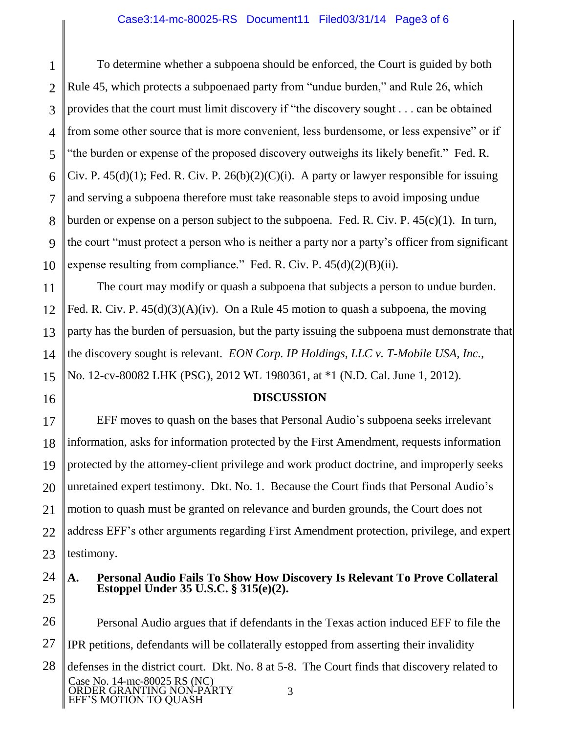To determine whether a subpoena should be enforced, the Court is guided by both Rule 45, which protects a subpoenaed party from "undue burden," and Rule 26, which provides that the court must limit discovery if "the discovery sought . . . can be obtained from some other source that is more convenient, less burdensome, or less expensive" or if "the burden or expense of the proposed discovery outweighs its likely benefit." Fed. R. Civ. P. 45(d)(1); Fed. R. Civ. P. 26(b)(2)(C)(i). A party or lawyer responsible for issuing and serving a subpoena therefore must take reasonable steps to avoid imposing undue burden or expense on a person subject to the subpoena. Fed. R. Civ. P. 45(c)(1). In turn, the court "must protect a person who is neither a party nor a party's officer from significant expense resulting from compliance." Fed. R. Civ. P. 45(d)(2)(B)(ii).

The court may modify or quash a subpoena that subjects a person to undue burden. Fed. R. Civ. P. 45(d)(3)(A)(iv). On a Rule 45 motion to quash a subpoena, the moving party has the burden of persuasion, but the party issuing the subpoena must demonstrate that the discovery sought is relevant. *EON Corp. IP Holdings, LLC v. T-Mobile USA, Inc.*, No. 12-cv-80082 LHK (PSG), 2012 WL 1980361, at *1 (N.D. Cal. June 1, 2012).

## DISCUSSION

EFF moves to quash on the bases that Personal Audio's subpoena seeks irrelevant information, asks for information protected by the First Amendment, requests information protected by the attorney-client privilege and work product doctrine, and improperly seeks unretained expert testimony. Dkt. No. 1. Because the Court finds that Personal Audio's motion to quash must be granted on relevance and burden grounds, the Court does not address EFF's other arguments regarding First Amendment protection, privilege, and expert testimony.

### A. Personal Audio Fails To Show How Discovery Is Relevant To Prove Collateral Estoppel Under 35 U.S.C. § 315(e)(2).

Personal Audio argues that if defendants in the Texas action induced EFF to file the IPR petitions, defendants will be collaterally estopped from asserting their invalidity defenses in the district court. Dkt. No. 8 at 5-8. The Court finds that discovery related to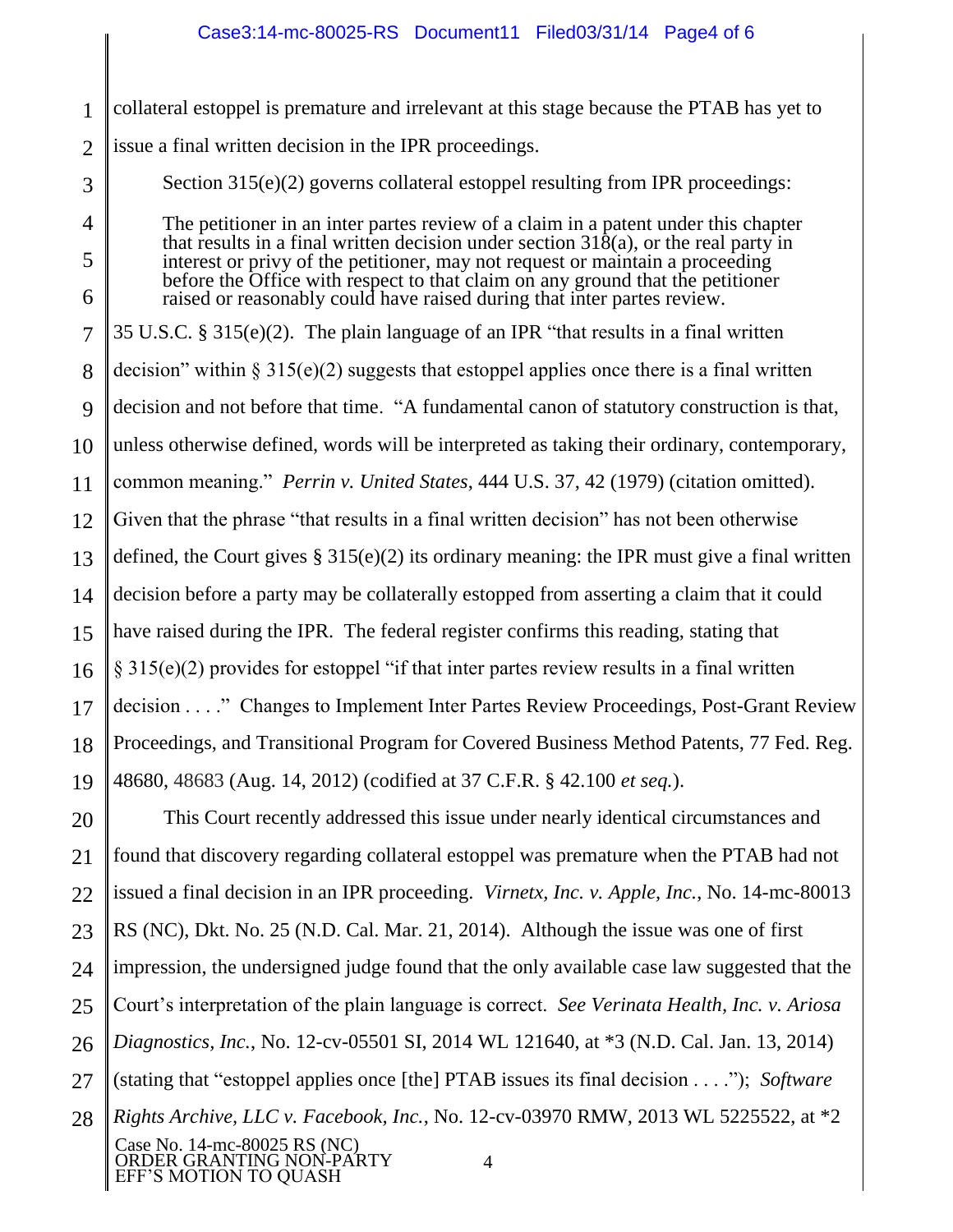collateral estoppel is premature and irrelevant at this stage because the PTAB has yet to issue a final written decision in the IPR proceedings.

Section 315(e)(2) governs collateral estoppel resulting from IPR proceedings:

> The petitioner in an inter partes review of a claim in a patent under this chapter that results in a final written decision under section 318(a), or the real party in interest or privy of the petitioner, may not request or maintain a proceeding before the Office with respect to that claim on any ground that the petitioner raised or reasonably could have raised during that inter partes review.

35 U.S.C. § 315(e)(2). The plain language of an IPR "that results in a final written decision" within § 315(e)(2) suggests that estoppel applies once there is a final written decision and not before that time. "A fundamental canon of statutory construction is that, unless otherwise defined, words will be interpreted as taking their ordinary, contemporary, common meaning." *Perrin v. United States*, 444 U.S. 37, 42 (1979) (citation omitted). Given that the phrase "that results in a final written decision" has not been otherwise defined, the Court gives § 315(e)(2) its ordinary meaning: the IPR must give a final written decision before a party may be collaterally estopped from asserting a claim that it could have raised during the IPR. The federal register confirms this reading, stating that § 315(e)(2) provides for estoppel "if that inter partes review results in a final written decision . . . ." Changes to Implement Inter Partes Review Proceedings, Post-Grant Review Proceedings, and Transitional Program for Covered Business Method Patents, 77 Fed. Reg. 48680, 48683 (Aug. 14, 2012) (codified at 37 C.F.R. § 42.100 *et seq.*).

This Court recently addressed this issue under nearly identical circumstances and found that discovery regarding collateral estoppel was premature when the PTAB had not issued a final decision in an IPR proceeding. *Virnetx, Inc. v. Apple, Inc.*, No. 14-mc-80013 RS (NC), Dkt. No. 25 (N.D. Cal. Mar. 21, 2014). Although the issue was one of first impression, the undersigned judge found that the only available case law suggested that the Court's interpretation of the plain language is correct. *See Verinata Health, Inc. v. Ariosa Diagnostics, Inc.*, No. 12-cv-05501 SI, 2014 WL 121640, at *3 (N.D. Cal. Jan. 13, 2014) (stating that "estoppel applies once [the] PTAB issues its final decision . . . ."); *Software Rights Archive, LLC v. Facebook, Inc.*, No. 12-cv-03970 RMW, 2013 WL 5225522, at *2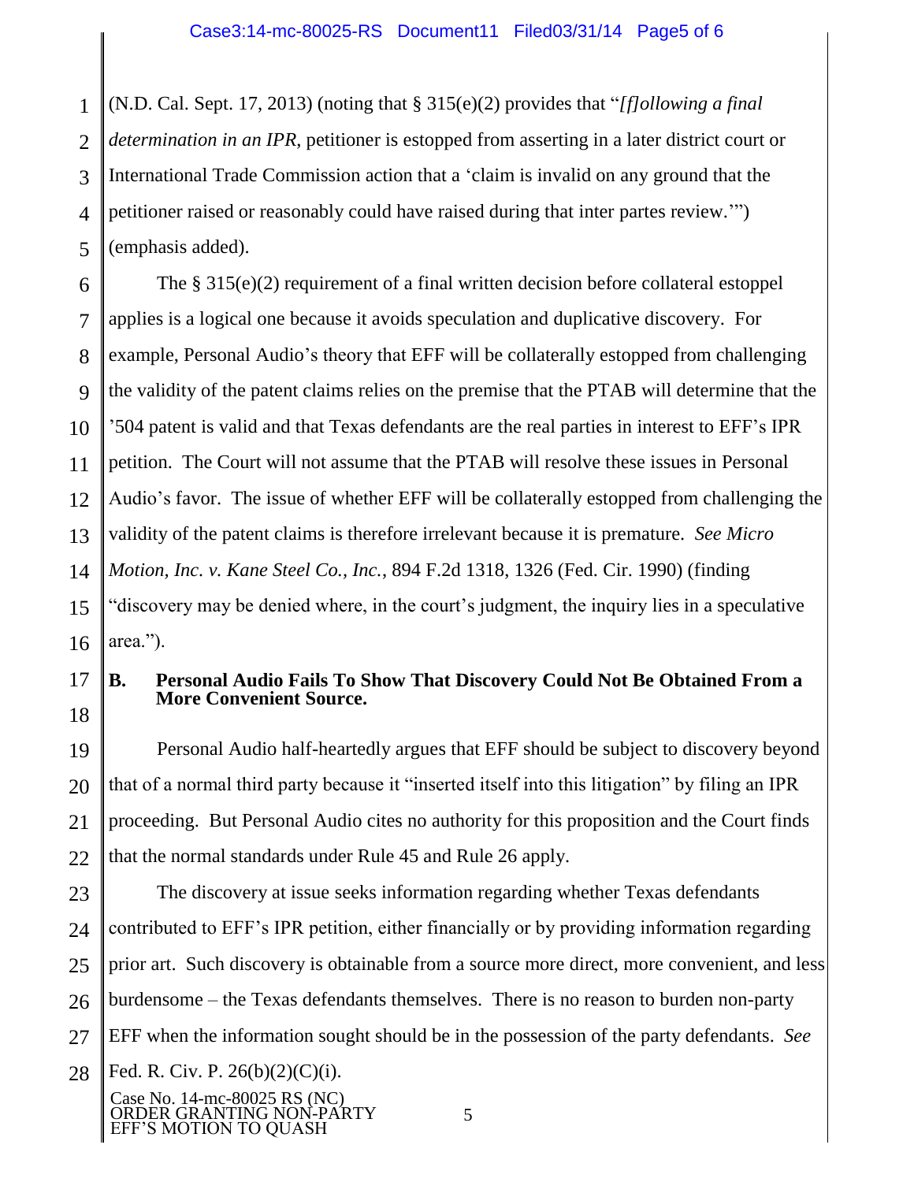(N.D. Cal. Sept. 17, 2013) (noting that § 315(e)(2) provides that "*[f]ollowing a final determination in an IPR*, petitioner is estopped from asserting in a later district court or International Trade Commission action that a 'claim is invalid on any ground that the petitioner raised or reasonably could have raised during that inter partes review.'") (emphasis added).

The § 315(e)(2) requirement of a final written decision before collateral estoppel applies is a logical one because it avoids speculation and duplicative discovery. For example, Personal Audio's theory that EFF will be collaterally estopped from challenging the validity of the patent claims relies on the premise that the PTAB will determine that the '504 patent is valid and that Texas defendants are the real parties in interest to EFF's IPR petition. The Court will not assume that the PTAB will resolve these issues in Personal Audio's favor. The issue of whether EFF will be collaterally estopped from challenging the validity of the patent claims is therefore irrelevant because it is premature. *See Micro Motion, Inc. v. Kane Steel Co., Inc.*, 894 F.2d 1318, 1326 (Fed. Cir. 1990) (finding "discovery may be denied where, in the court's judgment, the inquiry lies in a speculative area.").

**B. Personal Audio Fails To Show That Discovery Could Not Be Obtained From a More Convenient Source.**

Personal Audio half-heartedly argues that EFF should be subject to discovery beyond that of a normal third party because it "inserted itself into this litigation" by filing an IPR proceeding. But Personal Audio cites no authority for this proposition and the Court finds that the normal standards under Rule 45 and Rule 26 apply.

The discovery at issue seeks information regarding whether Texas defendants contributed to EFF's IPR petition, either financially or by providing information regarding prior art. Such discovery is obtainable from a source more direct, more convenient, and less burdensome – the Texas defendants themselves. There is no reason to burden non-party EFF when the information sought should be in the possession of the party defendants. *See* Fed. R. Civ. P. 26(b)(2)(C)(i).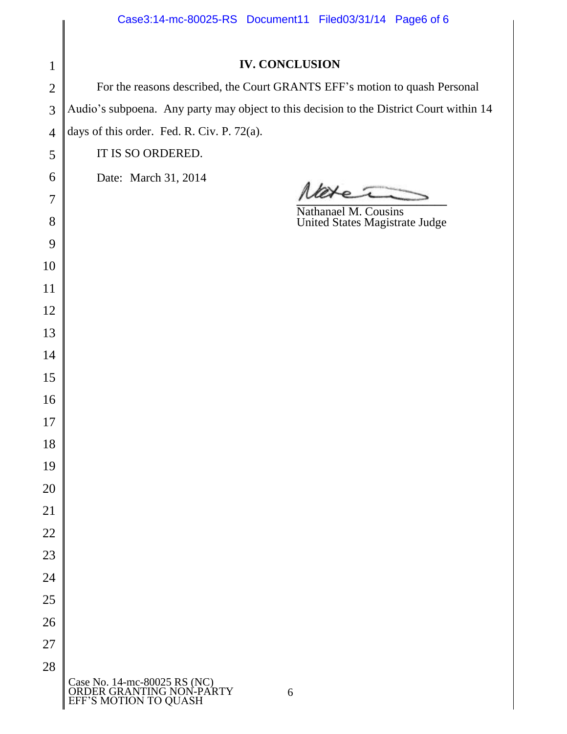## IV. CONCLUSION

For the reasons described, the Court GRANTS EFF's motion to quash Personal Audio's subpoena. Any party may object to this decision to the District Court within 14 days of this order. Fed. R. Civ. P. 72(a).

IT IS SO ORDERED.

Date: March 31, 2014

Nathanael M. Cousins
United States Magistrate Judge

Case No. 14-mc-80025 RS (NC)
ORDER GRANTING NON-PARTY EFF'S MOTION TO QUASH